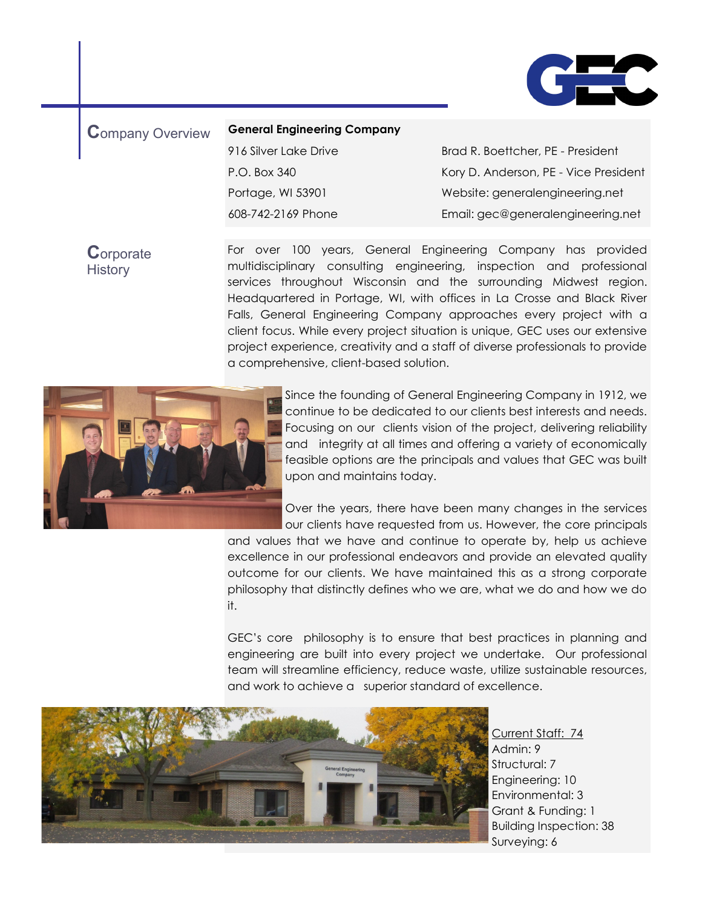GEC

## Company Overview

**General Engineering Company**

| | |
|---|---|
| 916 Silver Lake Drive | Brad R. Boettcher, PE - President |
| P.O. Box 340 | Kory D. Anderson, PE - Vice President |
| Portage, WI 53901 | Website: generalengineering.net |
| 608-742-2169 Phone | Email: gec@generalengineering.net |

## Corporate History

For over 100 years, General Engineering Company has provided multidisciplinary consulting engineering, inspection and professional services throughout Wisconsin and the surrounding Midwest region. Headquartered in Portage, WI, with offices in La Crosse and Black River Falls, General Engineering Company approaches every project with a client focus. While every project situation is unique, GEC uses our extensive project experience, creativity and a staff of diverse professionals to provide a comprehensive, client-based solution.

Since the founding of General Engineering Company in 1912, we continue to be dedicated to our clients best interests and needs. Focusing on our clients vision of the project, delivering reliability and integrity at all times and offering a variety of economically feasible options are the principals and values that GEC was built upon and maintains today.

Over the years, there have been many changes in the services our clients have requested from us. However, the core principals and values that we have and continue to operate by, help us achieve excellence in our professional endeavors and provide an elevated quality outcome for our clients. We have maintained this as a strong corporate philosophy that distinctly defines who we are, what we do and how we do it.

GEC's core philosophy is to ensure that best practices in planning and engineering are built into every project we undertake. Our professional team will streamline efficiency, reduce waste, utilize sustainable resources, and work to achieve a superior standard of excellence.

Current Staff: 74
Admin: 9
Structural: 7
Engineering: 10
Environmental: 3
Grant & Funding: 1
Building Inspection: 38
Surveying: 6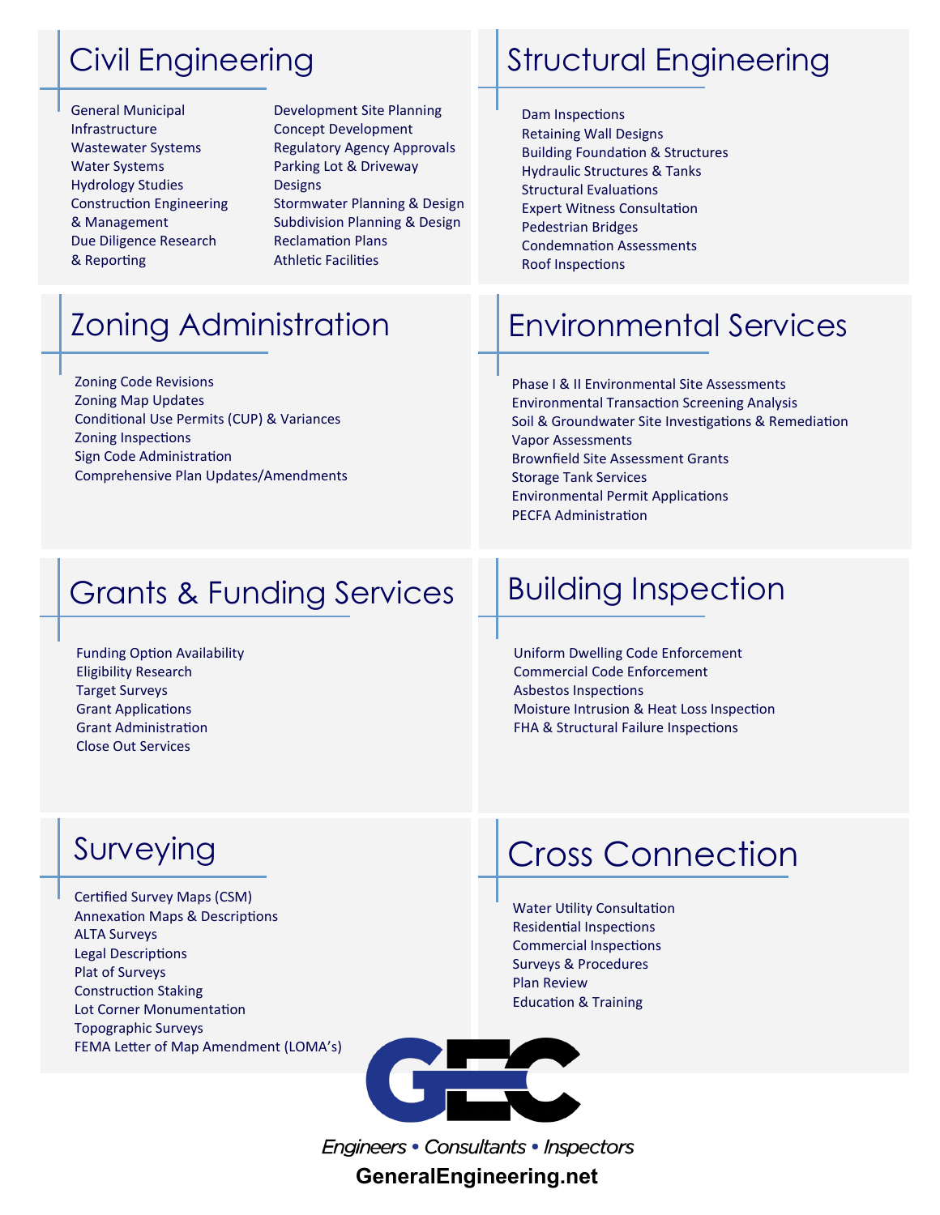## Civil Engineering

- General Municipal Infrastructure
- Wastewater Systems
- Water Systems
- Hydrology Studies
- Construction Engineering & Management
- Due Diligence Research & Reporting
- Development Site Planning
- Concept Development
- Regulatory Agency Approvals
- Parking Lot & Driveway Designs
- Stormwater Planning & Design
- Subdivision Planning & Design
- Reclamation Plans
- Athletic Facilities

## Structural Engineering

- Dam Inspections
- Retaining Wall Designs
- Building Foundation & Structures
- Hydraulic Structures & Tanks
- Structural Evaluations
- Expert Witness Consultation
- Pedestrian Bridges
- Condemnation Assessments
- Roof Inspections

## Zoning Administration

- Zoning Code Revisions
- Zoning Map Updates
- Conditional Use Permits (CUP) & Variances
- Zoning Inspections
- Sign Code Administration
- Comprehensive Plan Updates/Amendments

## Environmental Services

- Phase I & II Environmental Site Assessments
- Environmental Transaction Screening Analysis
- Soil & Groundwater Site Investigations & Remediation
- Vapor Assessments
- Brownfield Site Assessment Grants
- Storage Tank Services
- Environmental Permit Applications
- PECFA Administration

## Grants & Funding Services

- Funding Option Availability
- Eligibility Research
- Target Surveys
- Grant Applications
- Grant Administration
- Close Out Services

## Building Inspection

- Uniform Dwelling Code Enforcement
- Commercial Code Enforcement
- Asbestos Inspections
- Moisture Intrusion & Heat Loss Inspection
- FHA & Structural Failure Inspections

## Surveying

- Certified Survey Maps (CSM)
- Annexation Maps & Descriptions
- ALTA Surveys
- Legal Descriptions
- Plat of Surveys
- Construction Staking
- Lot Corner Monumentation
- Topographic Surveys
- FEMA Letter of Map Amendment (LOMA's)

## Cross Connection

- Water Utility Consultation
- Residential Inspections
- Commercial Inspections
- Surveys & Procedures
- Plan Review
- Education & Training

GEC

*Engineers • Consultants • Inspectors*

**GeneralEngineering.net**